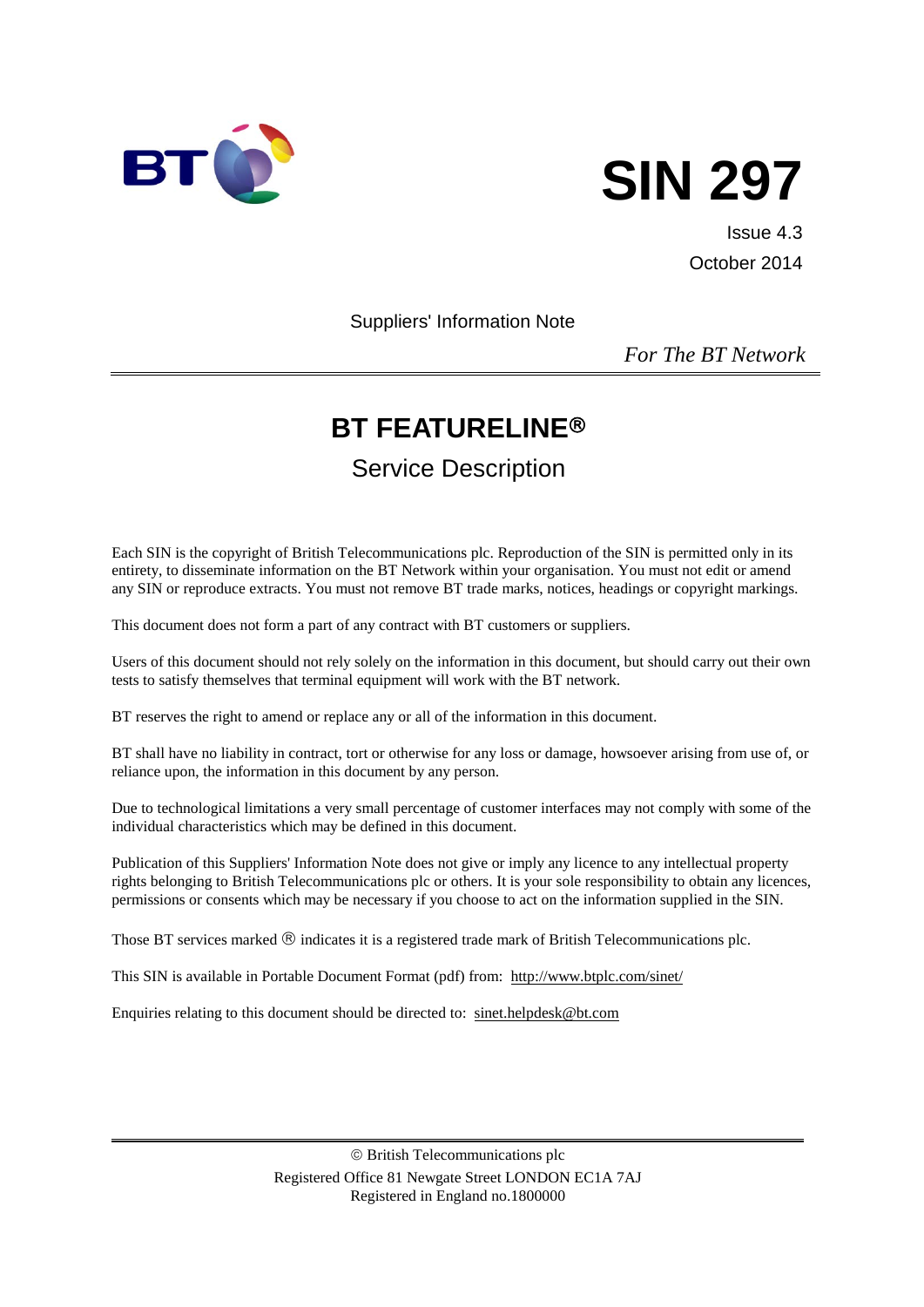# SIN 297

Issue 4.3

October 2014

Suppliers' Information Note

*For The BT Network*

## BT FEATURELINE®

### Service Description

Each SIN is the copyright of British Telecommunications plc. Reproduction of the SIN is permitted only in its entirety, to disseminate information on the BT Network within your organisation. You must not edit or amend any SIN or reproduce extracts. You must not remove BT trade marks, notices, headings or copyright markings.

This document does not form a part of any contract with BT customers or suppliers.

Users of this document should not rely solely on the information in this document, but should carry out their own tests to satisfy themselves that terminal equipment will work with the BT network.

BT reserves the right to amend or replace any or all of the information in this document.

BT shall have no liability in contract, tort or otherwise for any loss or damage, howsoever arising from use of, or reliance upon, the information in this document by any person.

Due to technological limitations a very small percentage of customer interfaces may not comply with some of the individual characteristics which may be defined in this document.

Publication of this Suppliers' Information Note does not give or imply any licence to any intellectual property rights belonging to British Telecommunications plc or others. It is your sole responsibility to obtain any licences, permissions or consents which may be necessary if you choose to act on the information supplied in the SIN.

Those BT services marked ® indicates it is a registered trade mark of British Telecommunications plc.

This SIN is available in Portable Document Format (pdf) from: http://www.btplc.com/sinet/

Enquiries relating to this document should be directed to: sinet.helpdesk@bt.com

© British Telecommunications plc
Registered Office 81 Newgate Street LONDON EC1A 7AJ
Registered in England no.1800000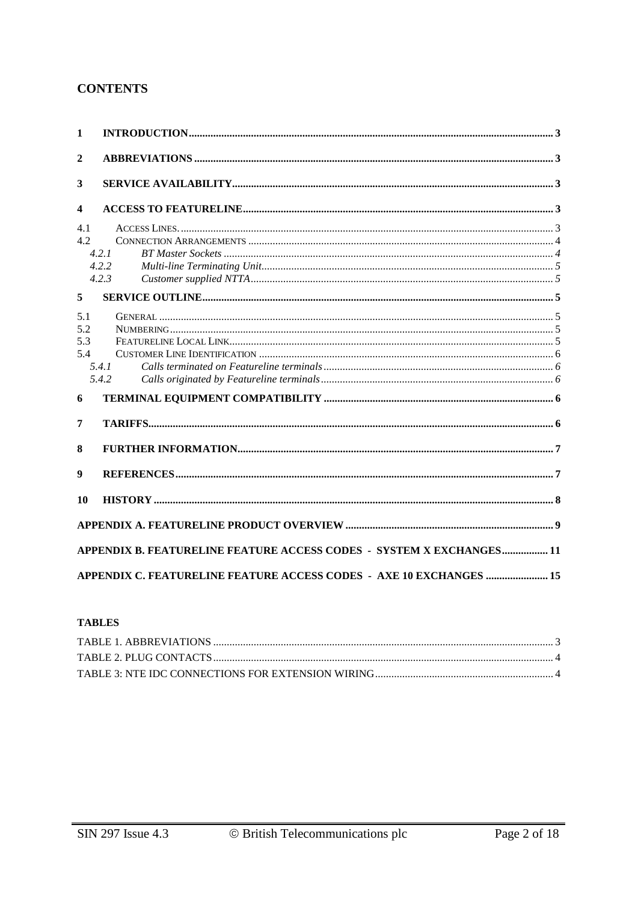## CONTENTS

| | | |
|---|---|---|
| 1 | **INTRODUCTION** | 3 |
| 2 | **ABBREVIATIONS** | 3 |
| 3 | **SERVICE AVAILABILITY** | 3 |
| 4 | **ACCESS TO FEATURELINE** | 3 |
| 4.1 | ACCESS LINES. | 3 |
| 4.2 | CONNECTION ARRANGEMENTS | 4 |
| *4.2.1* | *BT Master Sockets* | *4* |
| *4.2.2* | *Multi-line Terminating Unit* | *5* |
| *4.2.3* | *Customer supplied NTTA* | *5* |
| 5 | **SERVICE OUTLINE** | 5 |
| 5.1 | GENERAL | 5 |
| 5.2 | NUMBERING | 5 |
| 5.3 | FEATURELINE LOCAL LINK | 5 |
| 5.4 | CUSTOMER LINE IDENTIFICATION | 6 |
| *5.4.1* | *Calls terminated on Featureline terminals* | *6* |
| *5.4.2* | *Calls originated by Featureline terminals* | *6* |
| 6 | **TERMINAL EQUIPMENT COMPATIBILITY** | 6 |
| 7 | **TARIFFS** | 6 |
| 8 | **FURTHER INFORMATION** | 7 |
| 9 | **REFERENCES** | 7 |
| 10 | **HISTORY** | 8 |
| | **APPENDIX A. FEATURELINE PRODUCT OVERVIEW** | 9 |
| | **APPENDIX B. FEATURELINE FEATURE ACCESS CODES - SYSTEM X EXCHANGES** | 11 |
| | **APPENDIX C. FEATURELINE FEATURE ACCESS CODES - AXE 10 EXCHANGES** | 15 |

### TABLES

| | |
|---|---|
| TABLE 1. ABBREVIATIONS | 3 |
| TABLE 2. PLUG CONTACTS | 4 |
| TABLE 3: NTE IDC CONNECTIONS FOR EXTENSION WIRING | 4 |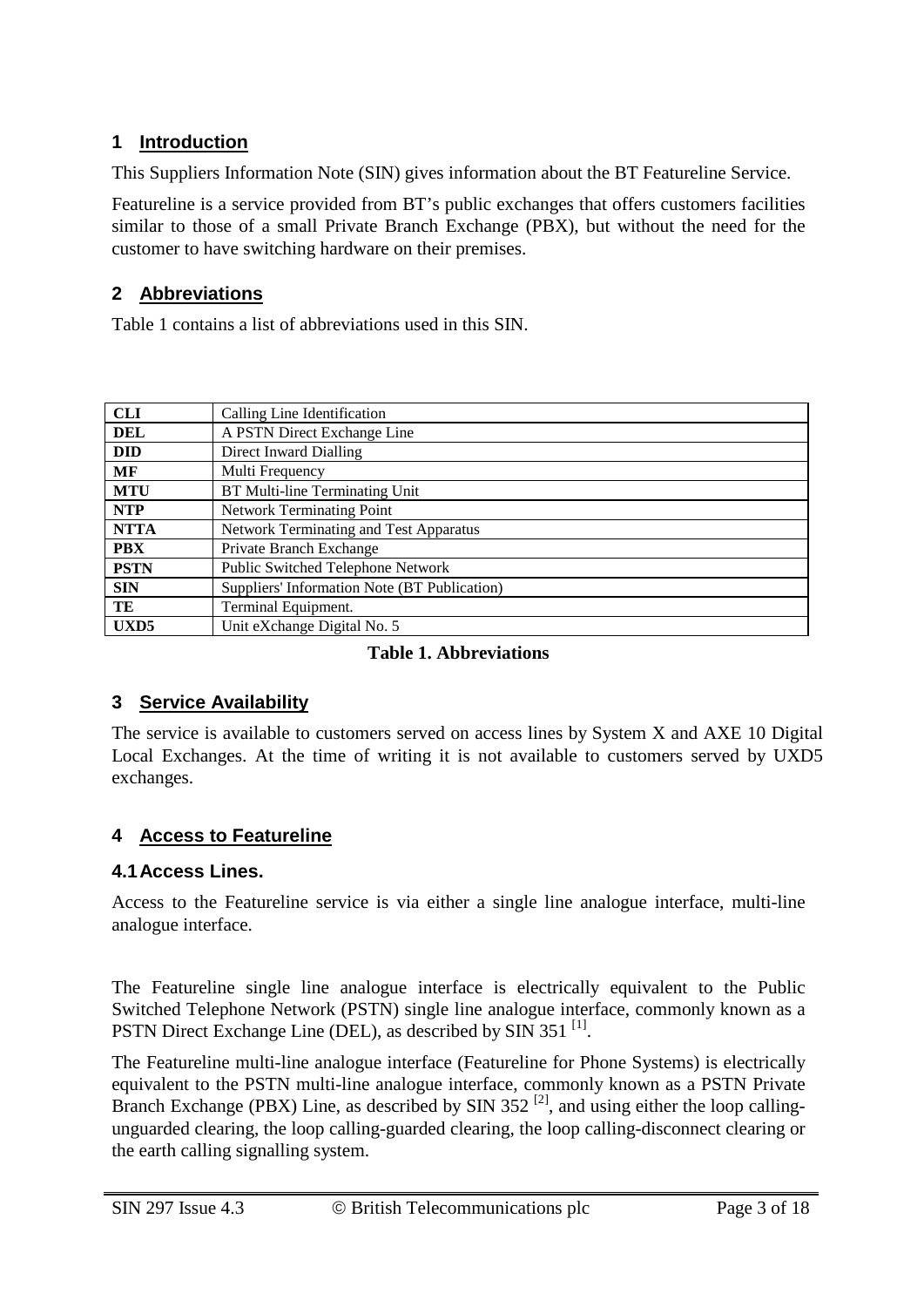## 1 Introduction

This Suppliers Information Note (SIN) gives information about the BT Featureline Service.

Featureline is a service provided from BT's public exchanges that offers customers facilities similar to those of a small Private Branch Exchange (PBX), but without the need for the customer to have switching hardware on their premises.

## 2 Abbreviations

Table 1 contains a list of abbreviations used in this SIN.

| | |
|---|---|
| **CLI** | Calling Line Identification |
| **DEL** | A PSTN Direct Exchange Line |
| **DID** | Direct Inward Dialling |
| **MF** | Multi Frequency |
| **MTU** | BT Multi-line Terminating Unit |
| **NTP** | Network Terminating Point |
| **NTTA** | Network Terminating and Test Apparatus |
| **PBX** | Private Branch Exchange |
| **PSTN** | Public Switched Telephone Network |
| **SIN** | Suppliers' Information Note (BT Publication) |
| **TE** | Terminal Equipment. |
| **UXD5** | Unit eXchange Digital No. 5 |

**Table 1. Abbreviations**

## 3 Service Availability

The service is available to customers served on access lines by System X and AXE 10 Digital Local Exchanges. At the time of writing it is not available to customers served by UXD5 exchanges.

## 4 Access to Featureline

### 4.1 Access Lines.

Access to the Featureline service is via either a single line analogue interface, multi-line analogue interface.

The Featureline single line analogue interface is electrically equivalent to the Public Switched Telephone Network (PSTN) single line analogue interface, commonly known as a PSTN Direct Exchange Line (DEL), as described by SIN 351 [1].

The Featureline multi-line analogue interface (Featureline for Phone Systems) is electrically equivalent to the PSTN multi-line analogue interface, commonly known as a PSTN Private Branch Exchange (PBX) Line, as described by SIN 352 [2], and using either the loop calling-unguarded clearing, the loop calling-guarded clearing, the loop calling-disconnect clearing or the earth calling signalling system.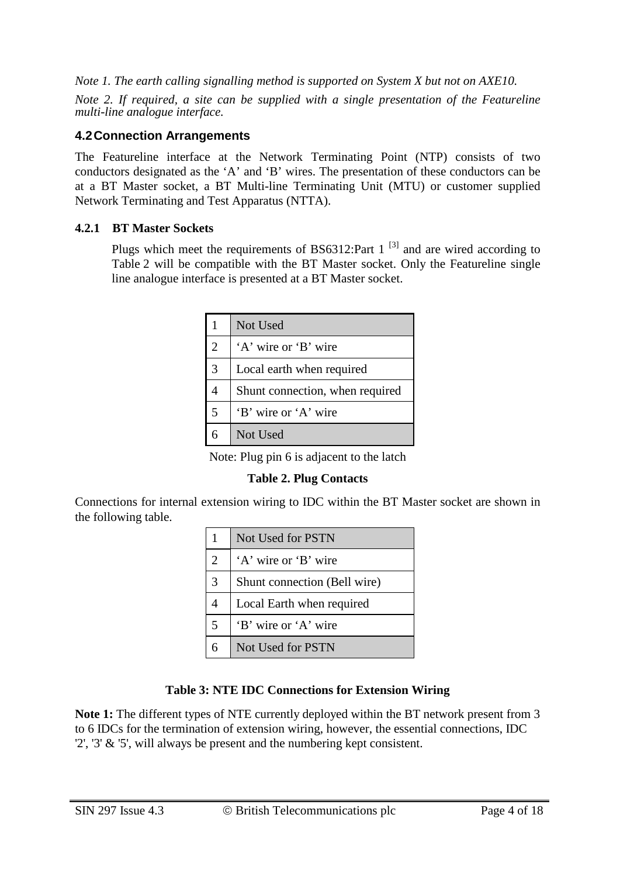*Note 1. The earth calling signalling method is supported on System X but not on AXE10.*

*Note 2. If required, a site can be supplied with a single presentation of the Featureline multi-line analogue interface.*

## 4.2 Connection Arrangements

The Featureline interface at the Network Terminating Point (NTP) consists of two conductors designated as the 'A' and 'B' wires. The presentation of these conductors can be at a BT Master socket, a BT Multi-line Terminating Unit (MTU) or customer supplied Network Terminating and Test Apparatus (NTTA).

### 4.2.1 BT Master Sockets

Plugs which meet the requirements of BS6312:Part 1 [3] and are wired according to Table 2 will be compatible with the BT Master socket. Only the Featureline single line analogue interface is presented at a BT Master socket.

| | |
|---|---|
| 1 | Not Used |
| 2 | 'A' wire or 'B' wire |
| 3 | Local earth when required |
| 4 | Shunt connection, when required |
| 5 | 'B' wire or 'A' wire |
| 6 | Not Used |

Note: Plug pin 6 is adjacent to the latch

**Table 2. Plug Contacts**

Connections for internal extension wiring to IDC within the BT Master socket are shown in the following table.

| | |
|---|---|
| 1 | Not Used for PSTN |
| 2 | 'A' wire or 'B' wire |
| 3 | Shunt connection (Bell wire) |
| 4 | Local Earth when required |
| 5 | 'B' wire or 'A' wire |
| 6 | Not Used for PSTN |

**Table 3: NTE IDC Connections for Extension Wiring**

**Note 1:** The different types of NTE currently deployed within the BT network present from 3 to 6 IDCs for the termination of extension wiring, however, the essential connections, IDC '2', '3' & '5', will always be present and the numbering kept consistent.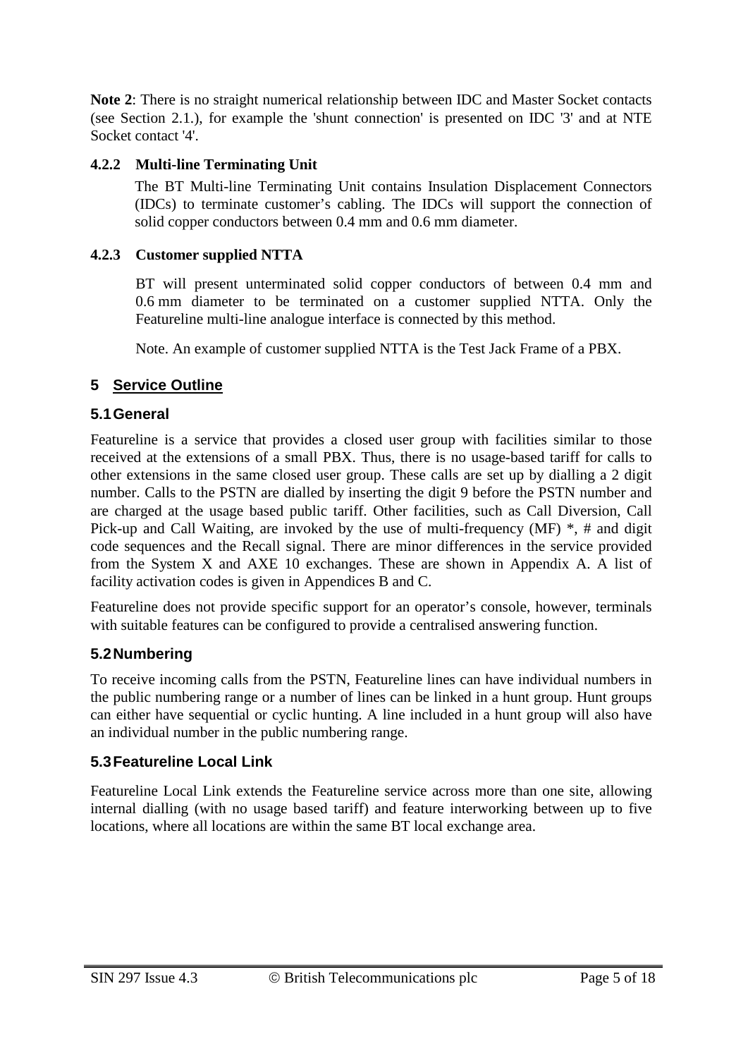**Note 2**: There is no straight numerical relationship between IDC and Master Socket contacts (see Section 2.1.), for example the 'shunt connection' is presented on IDC '3' and at NTE Socket contact '4'.

#### 4.2.2 Multi-line Terminating Unit

The BT Multi-line Terminating Unit contains Insulation Displacement Connectors (IDCs) to terminate customer's cabling. The IDCs will support the connection of solid copper conductors between 0.4 mm and 0.6 mm diameter.

#### 4.2.3 Customer supplied NTTA

BT will present unterminated solid copper conductors of between 0.4 mm and 0.6 mm diameter to be terminated on a customer supplied NTTA. Only the Featureline multi-line analogue interface is connected by this method.

Note. An example of customer supplied NTTA is the Test Jack Frame of a PBX.

## 5 Service Outline

### 5.1 General

Featureline is a service that provides a closed user group with facilities similar to those received at the extensions of a small PBX. Thus, there is no usage-based tariff for calls to other extensions in the same closed user group. These calls are set up by dialling a 2 digit number. Calls to the PSTN are dialled by inserting the digit 9 before the PSTN number and are charged at the usage based public tariff. Other facilities, such as Call Diversion, Call Pick-up and Call Waiting, are invoked by the use of multi-frequency (MF) *, # and digit code sequences and the Recall signal. There are minor differences in the service provided from the System X and AXE 10 exchanges. These are shown in Appendix A. A list of facility activation codes is given in Appendices B and C.

Featureline does not provide specific support for an operator's console, however, terminals with suitable features can be configured to provide a centralised answering function.

### 5.2 Numbering

To receive incoming calls from the PSTN, Featureline lines can have individual numbers in the public numbering range or a number of lines can be linked in a hunt group. Hunt groups can either have sequential or cyclic hunting. A line included in a hunt group will also have an individual number in the public numbering range.

### 5.3 Featureline Local Link

Featureline Local Link extends the Featureline service across more than one site, allowing internal dialling (with no usage based tariff) and feature interworking between up to five locations, where all locations are within the same BT local exchange area.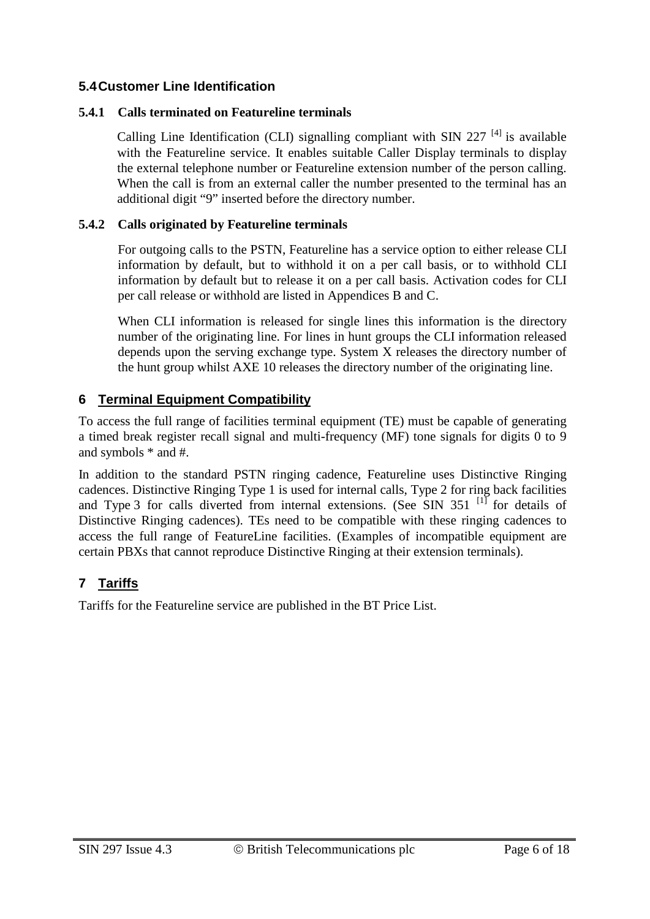### 5.4 Customer Line Identification

#### 5.4.1 Calls terminated on Featureline terminals

Calling Line Identification (CLI) signalling compliant with SIN 227 [4] is available with the Featureline service. It enables suitable Caller Display terminals to display the external telephone number or Featureline extension number of the person calling. When the call is from an external caller the number presented to the terminal has an additional digit "9" inserted before the directory number.

#### 5.4.2 Calls originated by Featureline terminals

For outgoing calls to the PSTN, Featureline has a service option to either release CLI information by default, but to withhold it on a per call basis, or to withhold CLI information by default but to release it on a per call basis. Activation codes for CLI per call release or withhold are listed in Appendices B and C.

When CLI information is released for single lines this information is the directory number of the originating line. For lines in hunt groups the CLI information released depends upon the serving exchange type. System X releases the directory number of the hunt group whilst AXE 10 releases the directory number of the originating line.

## 6 Terminal Equipment Compatibility

To access the full range of facilities terminal equipment (TE) must be capable of generating a timed break register recall signal and multi-frequency (MF) tone signals for digits 0 to 9 and symbols * and #.

In addition to the standard PSTN ringing cadence, Featureline uses Distinctive Ringing cadences. Distinctive Ringing Type 1 is used for internal calls, Type 2 for ring back facilities and Type 3 for calls diverted from internal extensions. (See SIN 351 [1] for details of Distinctive Ringing cadences). TEs need to be compatible with these ringing cadences to access the full range of FeatureLine facilities. (Examples of incompatible equipment are certain PBXs that cannot reproduce Distinctive Ringing at their extension terminals).

## 7 Tariffs

Tariffs for the Featureline service are published in the BT Price List.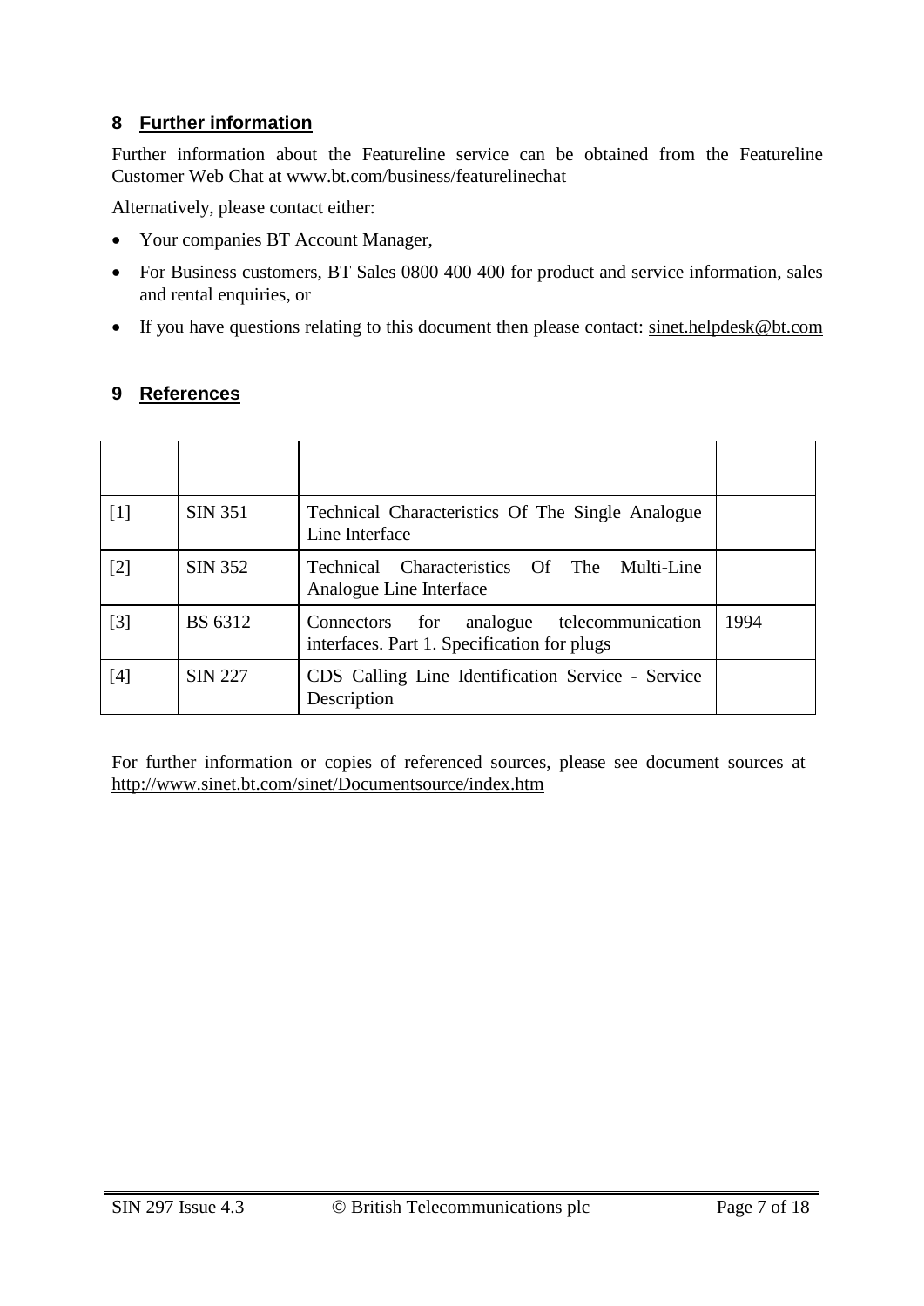## 8 Further information

Further information about the Featureline service can be obtained from the Featureline Customer Web Chat at www.bt.com/business/featurelinechat

Alternatively, please contact either:

- Your companies BT Account Manager,
- For Business customers, BT Sales 0800 400 400 for product and service information, sales and rental enquiries, or
- If you have questions relating to this document then please contact: sinet.helpdesk@bt.com

## 9 References

| | | | |
|---|---|---|---|
| [1] | SIN 351 | Technical Characteristics Of The Single Analogue Line Interface | |
| [2] | SIN 352 | Technical Characteristics Of The Multi-Line Analogue Line Interface | |
| [3] | BS 6312 | Connectors for analogue telecommunication interfaces. Part 1. Specification for plugs | 1994 |
| [4] | SIN 227 | CDS Calling Line Identification Service - Service Description | |

For further information or copies of referenced sources, please see document sources at http://www.sinet.bt.com/sinet/Documentsource/index.htm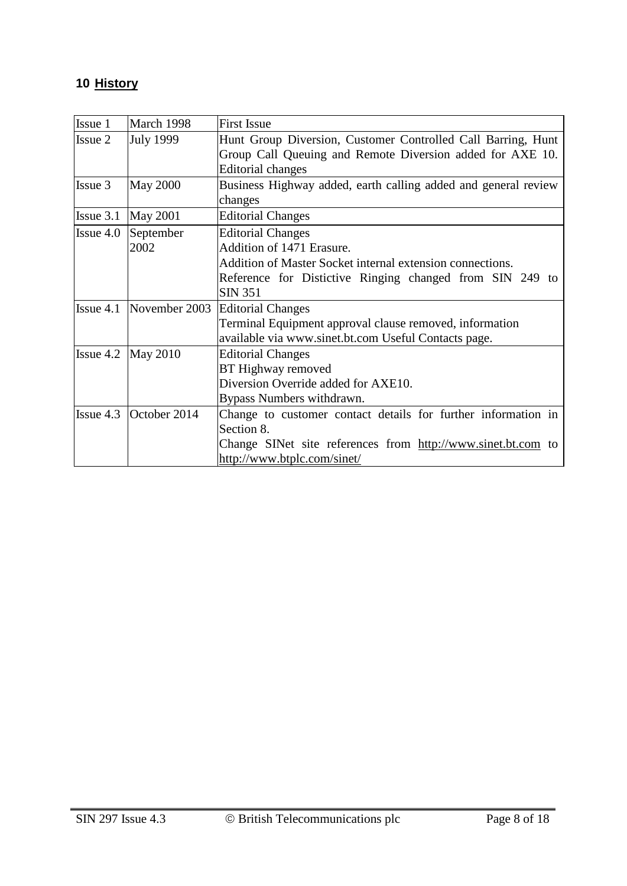## 10 History

| Issue 1 | March 1998 | First Issue |
|---|---|---|
| Issue 2 | July 1999 | Hunt Group Diversion, Customer Controlled Call Barring, Hunt Group Call Queuing and Remote Diversion added for AXE 10. Editorial changes |
| Issue 3 | May 2000 | Business Highway added, earth calling added and general review changes |
| Issue 3.1 | May 2001 | Editorial Changes |
| Issue 4.0 | September 2002 | Editorial Changes<br>Addition of 1471 Erasure.<br>Addition of Master Socket internal extension connections.<br>Reference for Distictive Ringing changed from SIN 249 to SIN 351 |
| Issue 4.1 | November 2003 | Editorial Changes<br>Terminal Equipment approval clause removed, information available via www.sinet.bt.com Useful Contacts page. |
| Issue 4.2 | May 2010 | Editorial Changes<br>BT Highway removed<br>Diversion Override added for AXE10.<br>Bypass Numbers withdrawn. |
| Issue 4.3 | October 2014 | Change to customer contact details for further information in Section 8.<br>Change SINet site references from http://www.sinet.bt.com to http://www.btplc.com/sinet/ |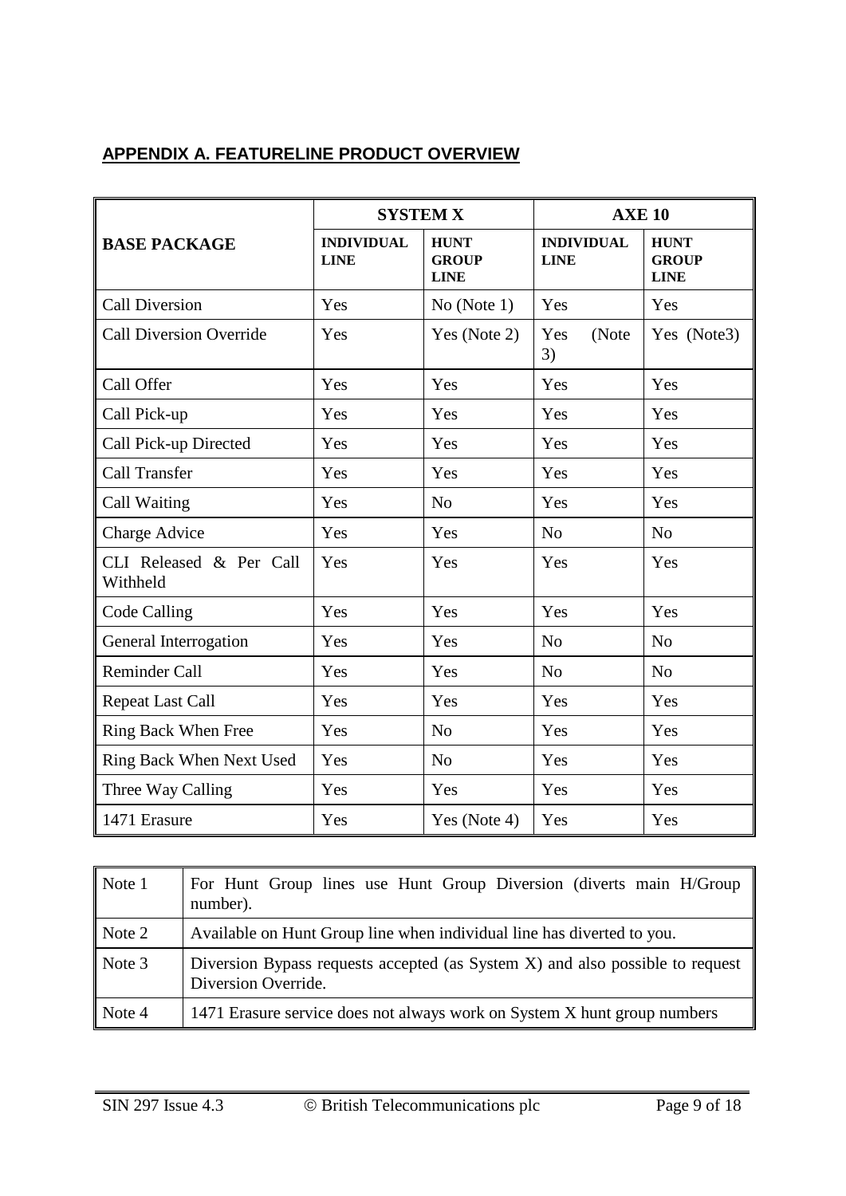## APPENDIX A. FEATURELINE PRODUCT OVERVIEW

| BASE PACKAGE | SYSTEM X | | AXE 10 | |
|---|---|---|---|---|
| | INDIVIDUAL LINE | HUNT GROUP LINE | INDIVIDUAL LINE | HUNT GROUP LINE |
| Call Diversion | Yes | No (Note 1) | Yes | Yes |
| Call Diversion Override | Yes | Yes (Note 2) | Yes (Note 3) | Yes (Note3) |
| Call Offer | Yes | Yes | Yes | Yes |
| Call Pick-up | Yes | Yes | Yes | Yes |
| Call Pick-up Directed | Yes | Yes | Yes | Yes |
| Call Transfer | Yes | Yes | Yes | Yes |
| Call Waiting | Yes | No | Yes | Yes |
| Charge Advice | Yes | Yes | No | No |
| CLI Released & Per Call Withheld | Yes | Yes | Yes | Yes |
| Code Calling | Yes | Yes | Yes | Yes |
| General Interrogation | Yes | Yes | No | No |
| Reminder Call | Yes | Yes | No | No |
| Repeat Last Call | Yes | Yes | Yes | Yes |
| Ring Back When Free | Yes | No | Yes | Yes |
| Ring Back When Next Used | Yes | No | Yes | Yes |
| Three Way Calling | Yes | Yes | Yes | Yes |
| 1471 Erasure | Yes | Yes (Note 4) | Yes | Yes |

| Note | Description |
|---|---|
| Note 1 | For Hunt Group lines use Hunt Group Diversion (diverts main H/Group number). |
| Note 2 | Available on Hunt Group line when individual line has diverted to you. |
| Note 3 | Diversion Bypass requests accepted (as System X) and also possible to request Diversion Override. |
| Note 4 | 1471 Erasure service does not always work on System X hunt group numbers |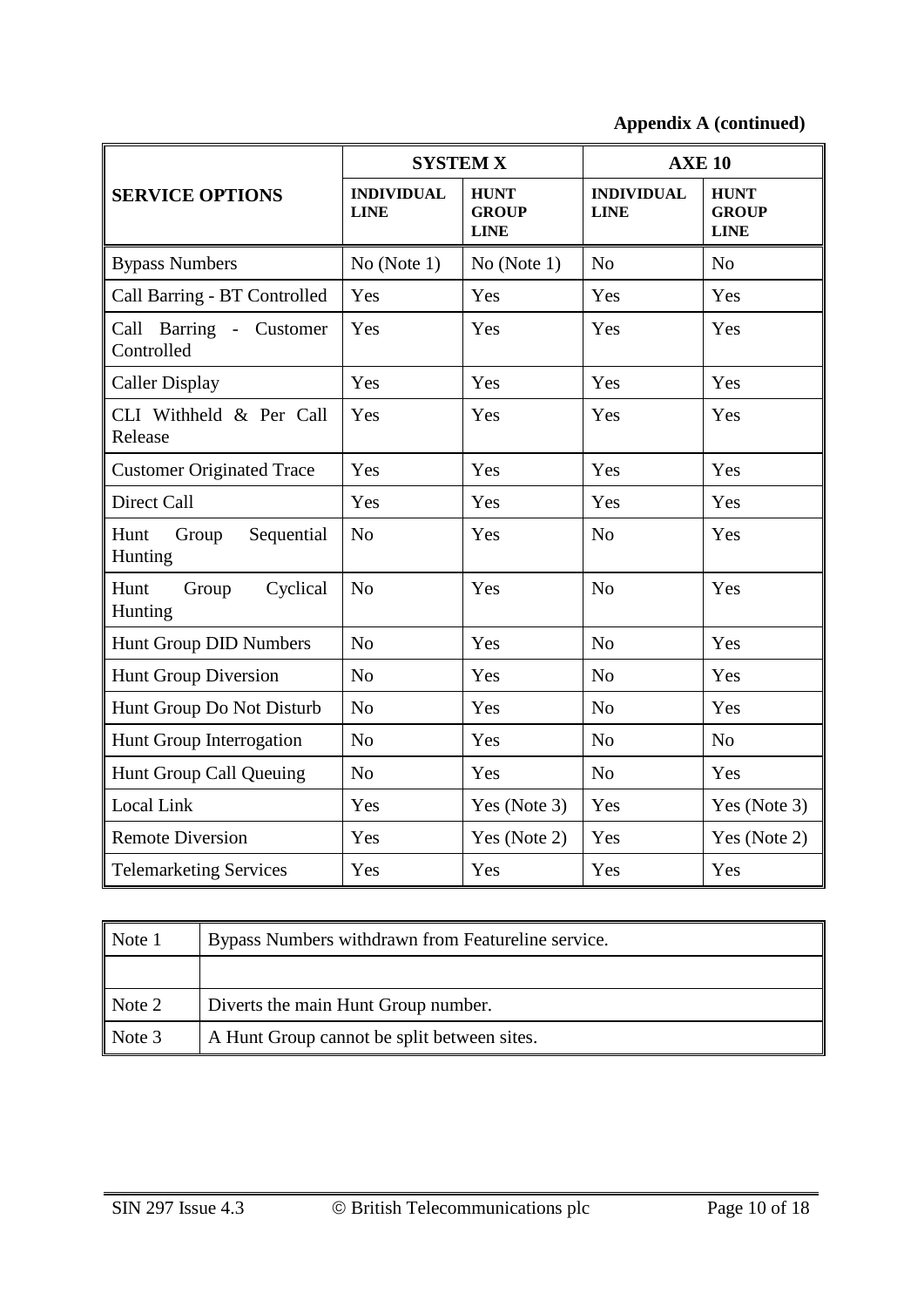**Appendix A (continued)**

| SERVICE OPTIONS | SYSTEM X | | AXE 10 | |
|---|---|---|---|---|
| | **INDIVIDUAL LINE** | **HUNT GROUP LINE** | **INDIVIDUAL LINE** | **HUNT GROUP LINE** |
| Bypass Numbers | No (Note 1) | No (Note 1) | No | No |
| Call Barring - BT Controlled | Yes | Yes | Yes | Yes |
| Call Barring - Customer Controlled | Yes | Yes | Yes | Yes |
| Caller Display | Yes | Yes | Yes | Yes |
| CLI Withheld & Per Call Release | Yes | Yes | Yes | Yes |
| Customer Originated Trace | Yes | Yes | Yes | Yes |
| Direct Call | Yes | Yes | Yes | Yes |
| Hunt Group Sequential Hunting | No | Yes | No | Yes |
| Hunt Group Cyclical Hunting | No | Yes | No | Yes |
| Hunt Group DID Numbers | No | Yes | No | Yes |
| Hunt Group Diversion | No | Yes | No | Yes |
| Hunt Group Do Not Disturb | No | Yes | No | Yes |
| Hunt Group Interrogation | No | Yes | No | No |
| Hunt Group Call Queuing | No | Yes | No | Yes |
| Local Link | Yes | Yes (Note 3) | Yes | Yes (Note 3) |
| Remote Diversion | Yes | Yes (Note 2) | Yes | Yes (Note 2) |
| Telemarketing Services | Yes | Yes | Yes | Yes |

| | |
|---|---|
| Note 1 | Bypass Numbers withdrawn from Featureline service. |
| | |
| Note 2 | Diverts the main Hunt Group number. |
| Note 3 | A Hunt Group cannot be split between sites. |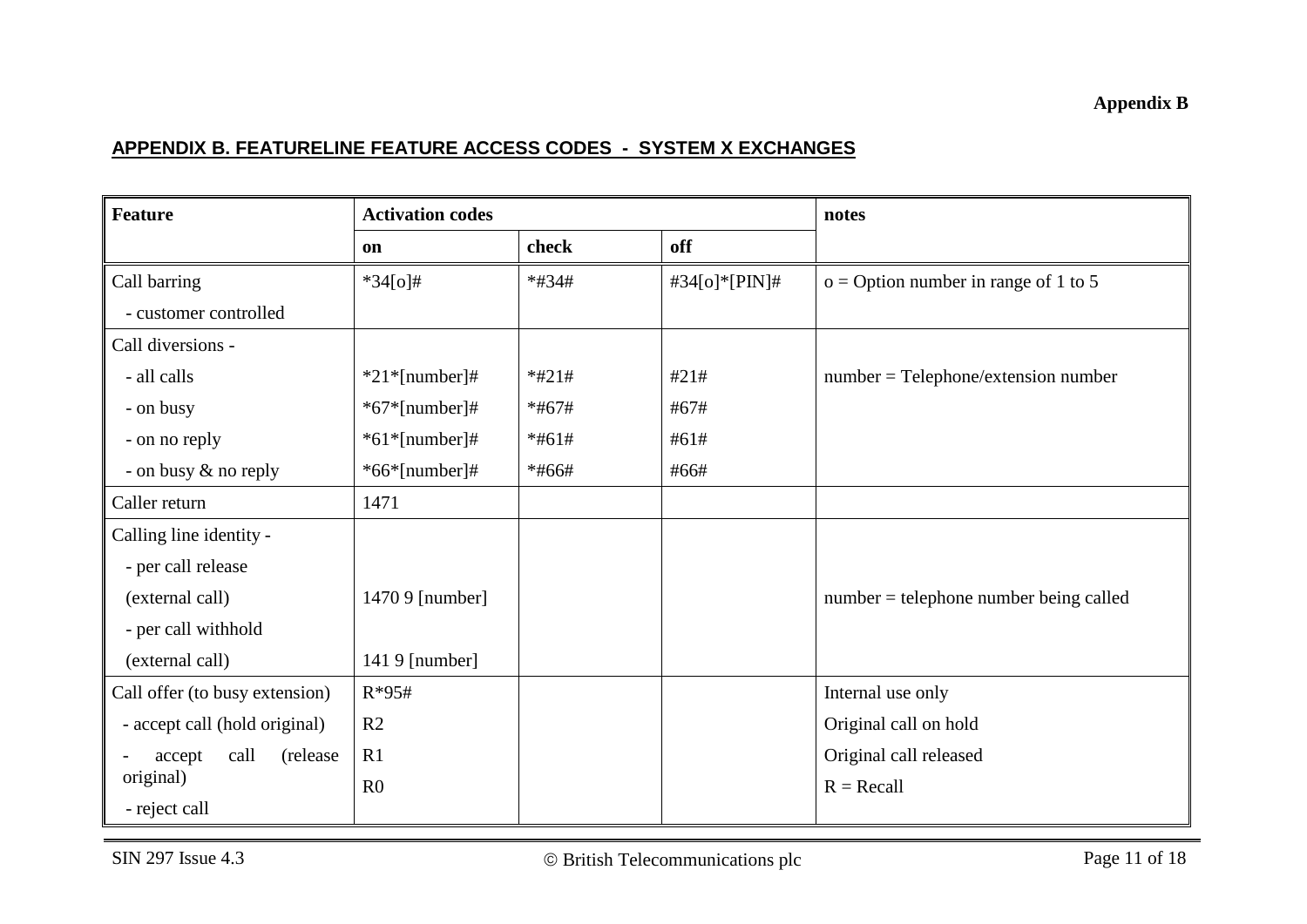**Appendix B**

## APPENDIX B. FEATURELINE FEATURE ACCESS CODES - SYSTEM X EXCHANGES

| Feature | Activation codes | | | notes |
|---|---|---|---|---|
| | on | check | off | |
| Call barring<br>- customer controlled | *34[o]# | *#34# | #34[o]*[PIN]# | o = Option number in range of 1 to 5 |
| Call diversions - | | | | |
| - all calls | *21*[number]# | *#21# | #21# | number = Telephone/extension number |
| - on busy | *67*[number]# | *#67# | #67# | |
| - on no reply | *61*[number]# | *#61# | #61# | |
| - on busy & no reply | *66*[number]# | *#66# | #66# | |
| Caller return | 1471 | | | |
| Calling line identity - | | | | |
| - per call release<br>(external call) | 1470 9 [number] | | | number = telephone number being called |
| - per call withhold<br>(external call) | 141 9 [number] | | | |
| Call offer (to busy extension) | R*95# | | | Internal use only |
| - accept call (hold original) | R2 | | | Original call on hold |
| - accept call (release original) | R1 | | | Original call released |
| - reject call | R0 | | | R = Recall |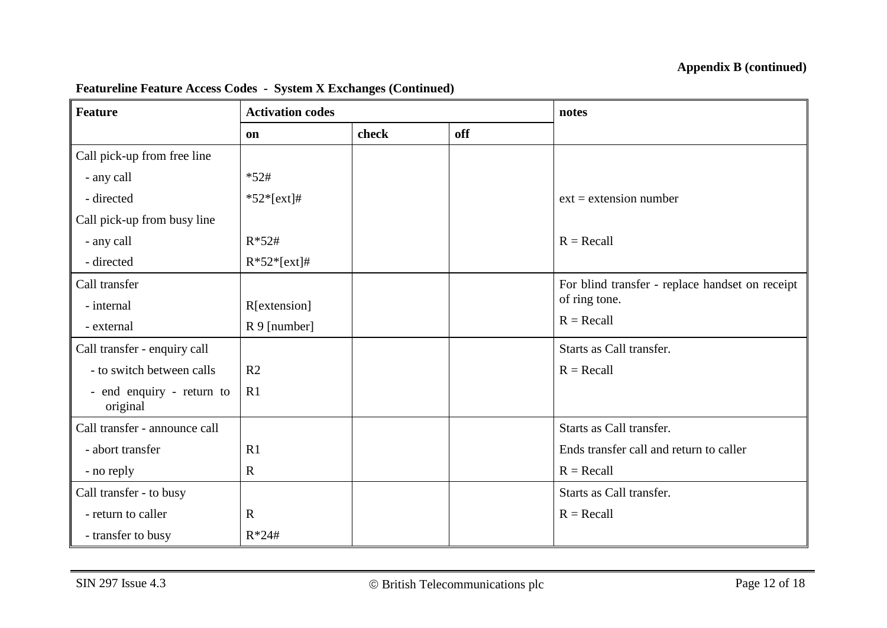**Appendix B (continued)**

**Featureline Feature Access Codes - System X Exchanges (Continued)**

| Feature | Activation codes | | | notes |
|---|---|---|---|---|
| | on | check | off | |
| Call pick-up from free line | | | | |
| - any call | *52# | | | |
| - directed | *52*[ext]# | | | ext = extension number |
| Call pick-up from busy line | | | | |
| - any call | R*52# | | | R = Recall |
| - directed | R*52*[ext]# | | | |
| Call transfer | | | | For blind transfer - replace handset on receipt of ring tone. |
| - internal | R[extension] | | | |
| - external | R 9 [number] | | | R = Recall |
| Call transfer - enquiry call | | | | Starts as Call transfer. |
| - to switch between calls | R2 | | | R = Recall |
| - end enquiry - return to original | R1 | | | |
| Call transfer - announce call | | | | Starts as Call transfer. |
| - abort transfer | R1 | | | Ends transfer call and return to caller |
| - no reply | R | | | R = Recall |
| Call transfer - to busy | | | | Starts as Call transfer. |
| - return to caller | R | | | R = Recall |
| - transfer to busy | R*24# | | | |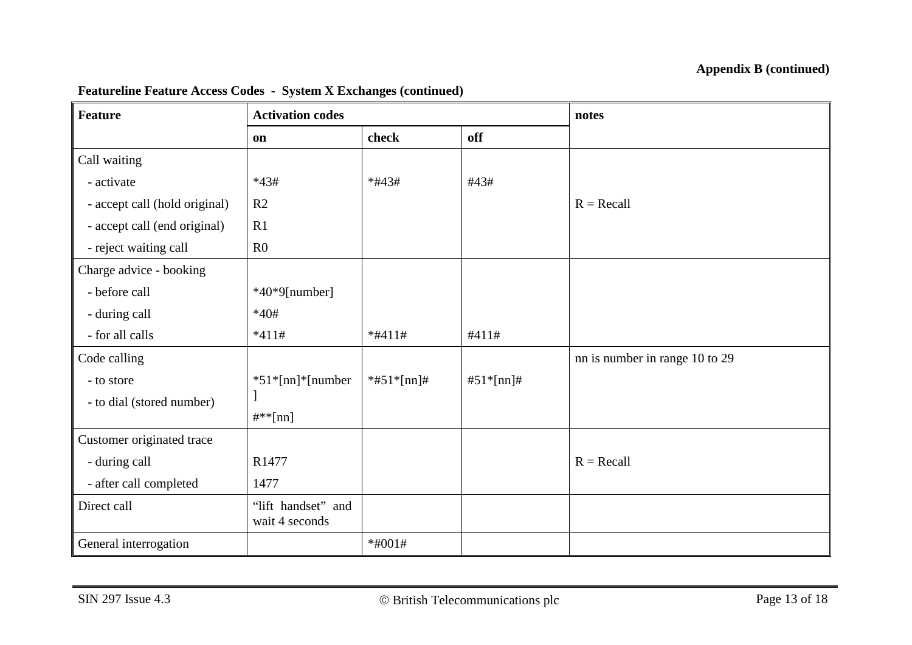**Appendix B (continued)**

**Featureline Feature Access Codes - System X Exchanges (continued)**

| Feature | Activation codes | | | notes |
|---|---|---|---|---|
| | on | check | off | |
| Call waiting | | | | |
| - activate | *43# | *#43# | #43# | |
| - accept call (hold original) | R2 | | | R = Recall |
| - accept call (end original) | R1 | | | |
| - reject waiting call | R0 | | | |
| Charge advice - booking | | | | |
| - before call | *40*9[number] | | | |
| - during call | *40# | | | |
| - for all calls | *411# | *#411# | #411# | |
| Code calling | | | | nn is number in range 10 to 29 |
| - to store | *51*[nn]*[number] | *#51*[nn]# | #51*[nn]# | |
| - to dial (stored number) | #**[nn] | | | |
| Customer originated trace | | | | |
| - during call | R1477 | | | R = Recall |
| - after call completed | 1477 | | | |
| Direct call | "lift handset" and wait 4 seconds | | | |
| General interrogation | | *#001# | | |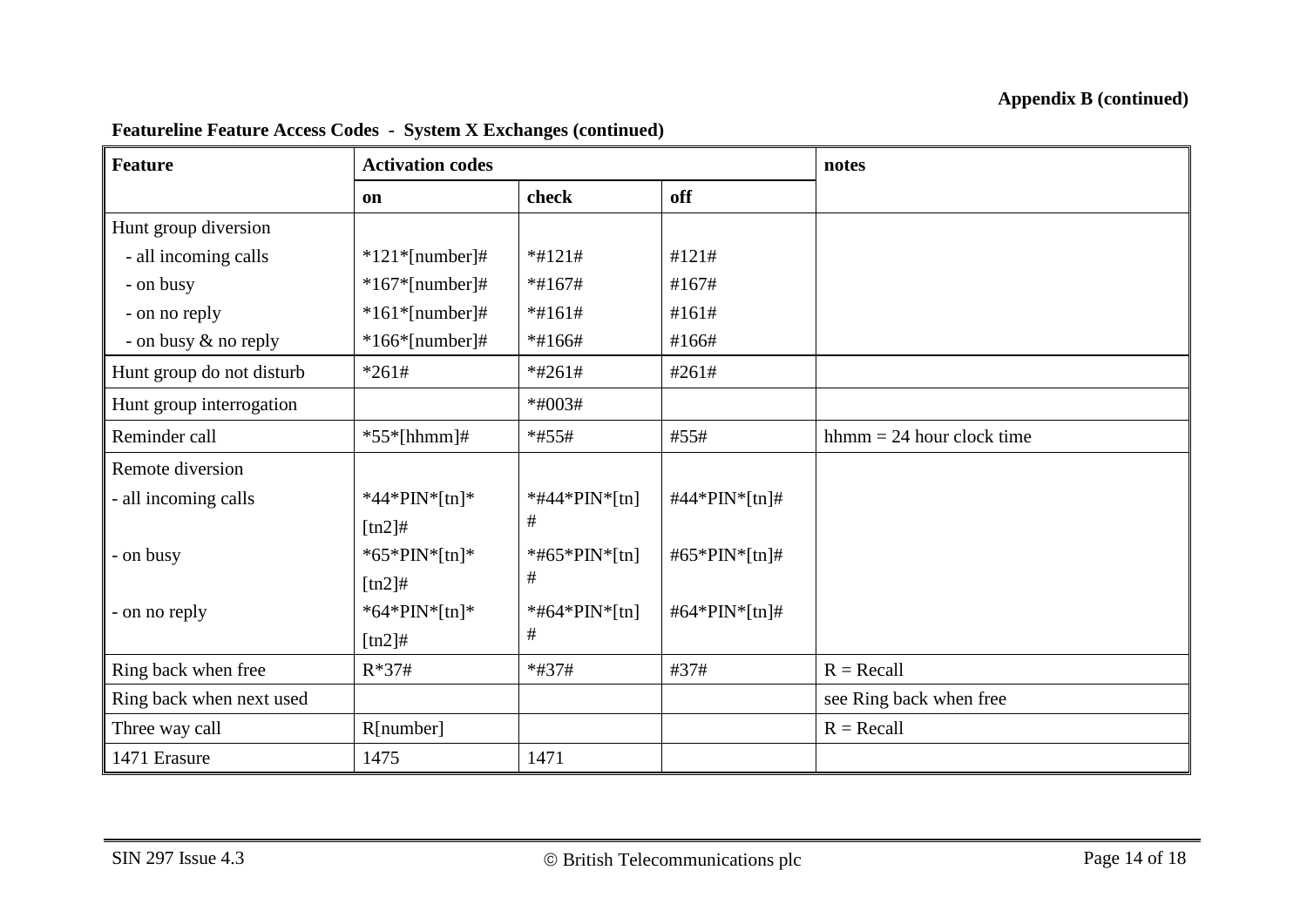**Appendix B (continued)**

**Featureline Feature Access Codes - System X Exchanges (continued)**

| Feature | Activation codes | | | notes |
|---|---|---|---|---|
| | **on** | **check** | **off** | |
| Hunt group diversion | | | | |
| - all incoming calls | *121*[number]# | *#121# | #121# | |
| - on busy | *167*[number]# | *#167# | #167# | |
| - on no reply | *161*[number]# | *#161# | #161# | |
| - on busy & no reply | *166*[number]# | *#166# | #166# | |
| Hunt group do not disturb | *261# | *#261# | #261# | |
| Hunt group interrogation | | *#003# | | |
| Reminder call | *55*[hhmm]# | *#55# | #55# | hhmm = 24 hour clock time |
| Remote diversion | | | | |
| - all incoming calls | *44*PIN*[tn]*[tn2]# | *#44*PIN*[tn]# | #44*PIN*[tn]# | |
| - on busy | *65*PIN*[tn]*[tn2]# | *#65*PIN*[tn]# | #65*PIN*[tn]# | |
| - on no reply | *64*PIN*[tn]*[tn2]# | *#64*PIN*[tn]# | #64*PIN*[tn]# | |
| Ring back when free | R*37# | *#37# | #37# | R = Recall |
| Ring back when next used | | | | see Ring back when free |
| Three way call | R[number] | | | R = Recall |
| 1471 Erasure | 1475 | 1471 | | |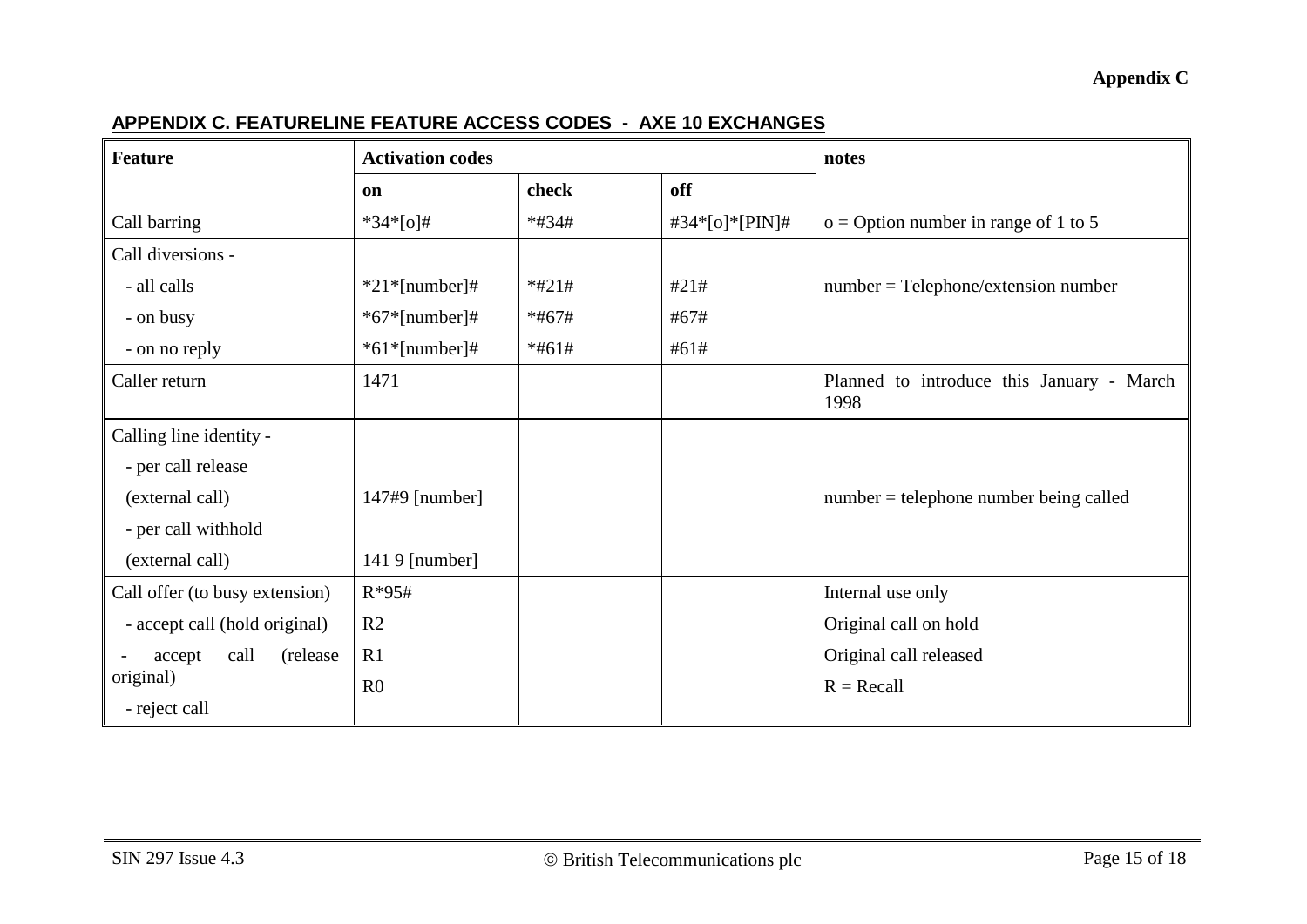## APPENDIX C. FEATURELINE FEATURE ACCESS CODES - AXE 10 EXCHANGES

| Feature | Activation codes | | | notes |
|---|---|---|---|---|
| | on | check | off | |
| Call barring | *34*[o]# | *#34# | #34*[o]*[PIN]# | o = Option number in range of 1 to 5 |
| Call diversions - | | | | |
| - all calls | *21*[number]# | *#21# | #21# | number = Telephone/extension number |
| - on busy | *67*[number]# | *#67# | #67# | |
| - on no reply | *61*[number]# | *#61# | #61# | |
| Caller return | 1471 | | | Planned to introduce this January - March 1998 |
| Calling line identity - | | | | |
| - per call release | | | | |
| (external call) | 147#9 [number] | | | number = telephone number being called |
| - per call withhold | | | | |
| (external call) | 141 9 [number] | | | |
| Call offer (to busy extension) | R*95# | | | Internal use only |
| - accept call (hold original) | R2 | | | Original call on hold |
| - accept call (release original) | R1 | | | Original call released |
| - reject call | R0 | | | R = Recall |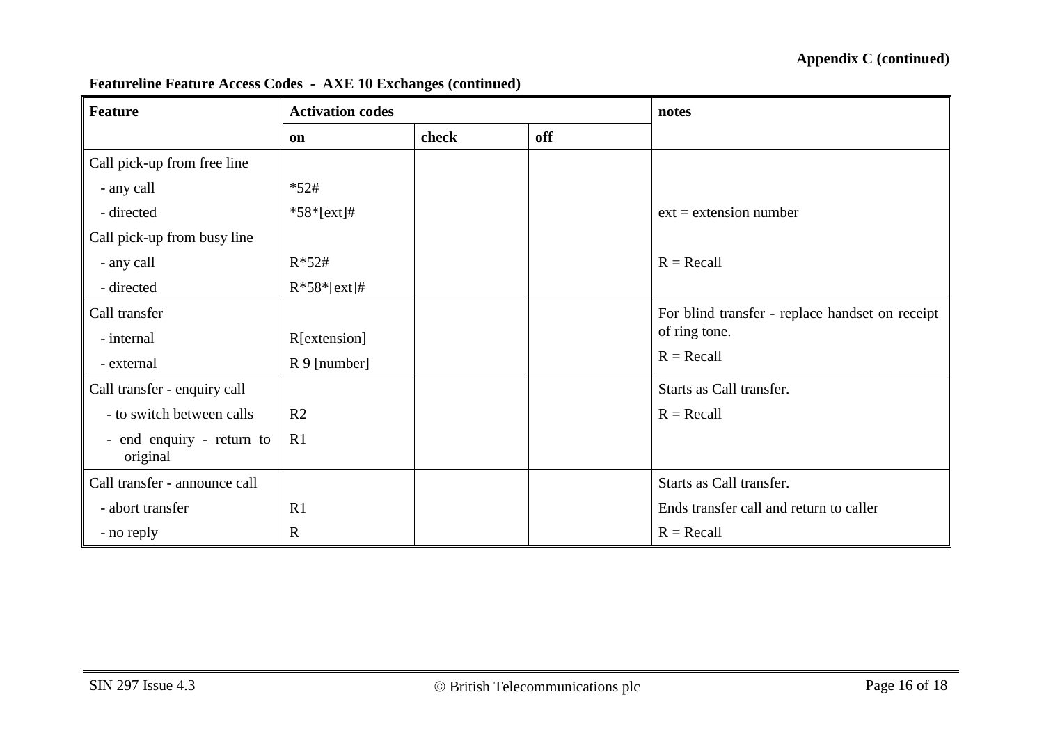**Appendix C (continued)**

**Featureline Feature Access Codes - AXE 10 Exchanges (continued)**

| Feature | Activation codes | | | notes |
|---|---|---|---|---|
| | **on** | **check** | **off** | |
| Call pick-up from free line | | | | |
| - any call | *52# | | | |
| - directed | *58*[ext]# | | | ext = extension number |
| Call pick-up from busy line | | | | |
| - any call | R*52# | | | R = Recall |
| - directed | R*58*[ext]# | | | |
| Call transfer | | | | For blind transfer - replace handset on receipt of ring tone. |
| - internal | R[extension] | | | |
| - external | R 9 [number] | | | R = Recall |
| Call transfer - enquiry call | | | | Starts as Call transfer. |
| - to switch between calls | R2 | | | R = Recall |
| - end enquiry - return to original | R1 | | | |
| Call transfer - announce call | | | | Starts as Call transfer. |
| - abort transfer | R1 | | | Ends transfer call and return to caller |
| - no reply | R | | | R = Recall |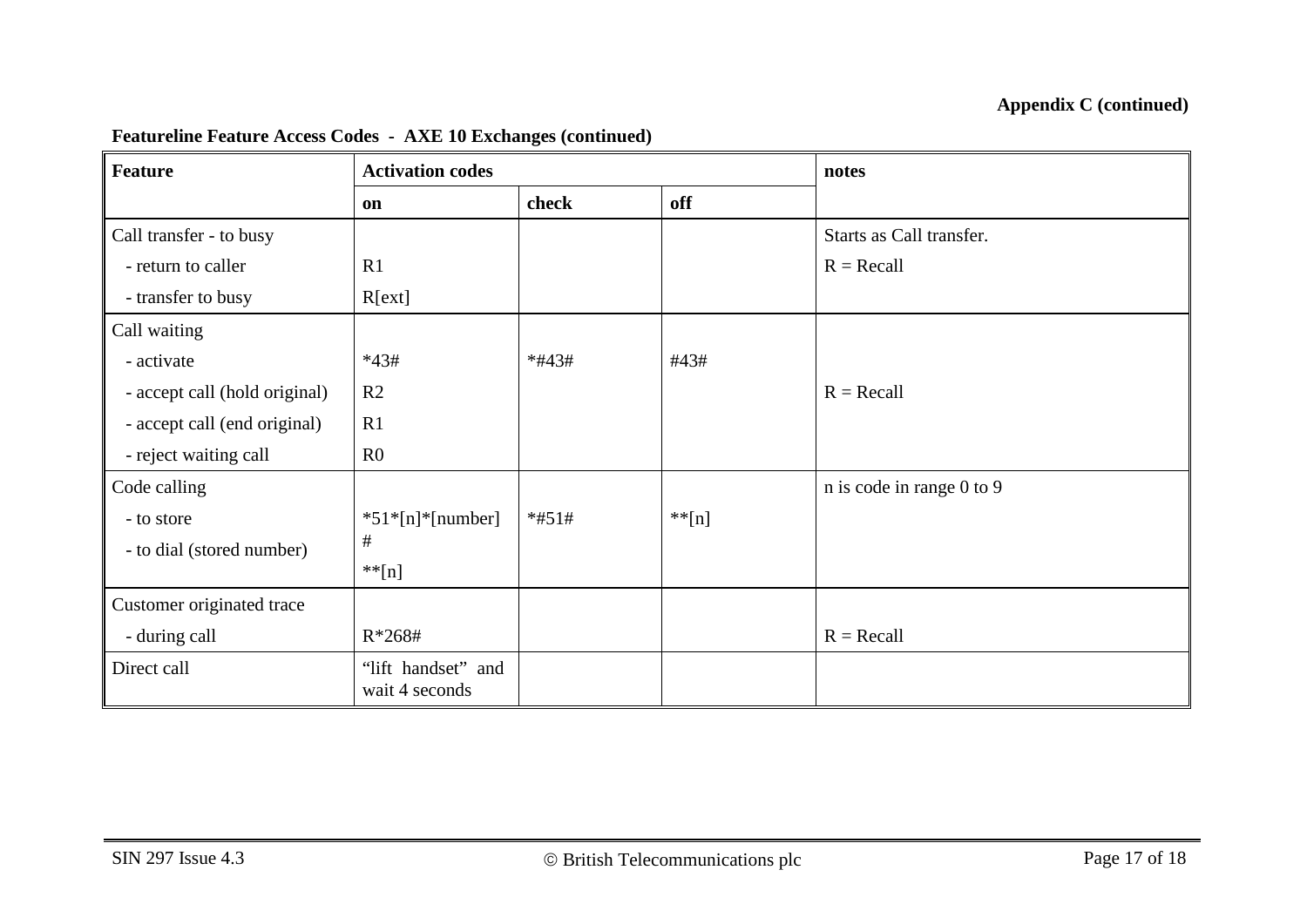**Appendix C (continued)**

**Featureline Feature Access Codes - AXE 10 Exchanges (continued)**

| Feature | Activation codes | | | notes |
|---|---|---|---|---|
| | **on** | **check** | **off** | |
| Call transfer - to busy | | | | Starts as Call transfer. |
| - return to caller | R1 | | | R = Recall |
| - transfer to busy | R[ext] | | | |
| Call waiting | | | | |
| - activate | *43# | *#43# | #43# | |
| - accept call (hold original) | R2 | | | R = Recall |
| - accept call (end original) | R1 | | | |
| - reject waiting call | R0 | | | |
| Code calling | | | | n is code in range 0 to 9 |
| - to store | *51*[n]*[number]# | *#51# | **[n] | |
| - to dial (stored number) | **[n] | | | |
| Customer originated trace | | | | |
| - during call | R*268# | | | R = Recall |
| Direct call | "lift handset" and wait 4 seconds | | | |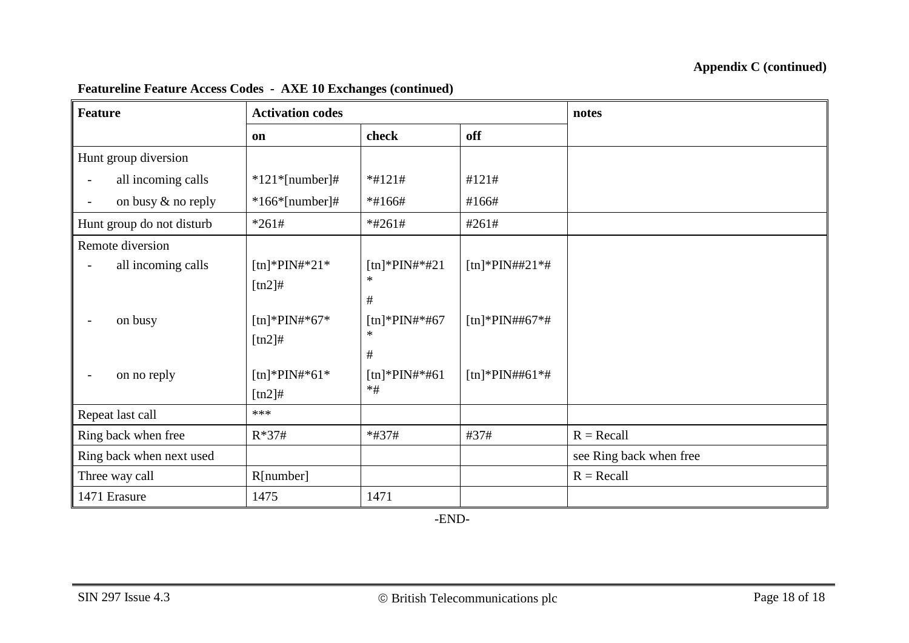**Appendix C (continued)**

**Featureline Feature Access Codes - AXE 10 Exchanges (continued)**

| Feature | Activation codes | | | notes |
|---|---|---|---|---|
| | **on** | **check** | **off** | |
| Hunt group diversion | | | | |
| - all incoming calls | *121*[number]# | *#121# | #121# | |
| - on busy & no reply | *166*[number]# | *#166# | #166# | |
| Hunt group do not disturb | *261# | *#261# | #261# | |
| Remote diversion | | | | |
| - all incoming calls | [tn]*PIN#*21*[tn2]# | [tn]*PIN#*#21*# | [tn]*PIN##21*# | |
| - on busy | [tn]*PIN#*67*[tn2]# | [tn]*PIN#*#67*# | [tn]*PIN##67*# | |
| - on no reply | [tn]*PIN#*61*[tn2]# | [tn]*PIN#*#61*# | [tn]*PIN##61*# | |
| Repeat last call | *** | | | |
| Ring back when free | R*37# | *#37# | #37# | R = Recall |
| Ring back when next used | | | | see Ring back when free |
| Three way call | R[number] | | | R = Recall |
| 1471 Erasure | 1475 | 1471 | | |

-END-